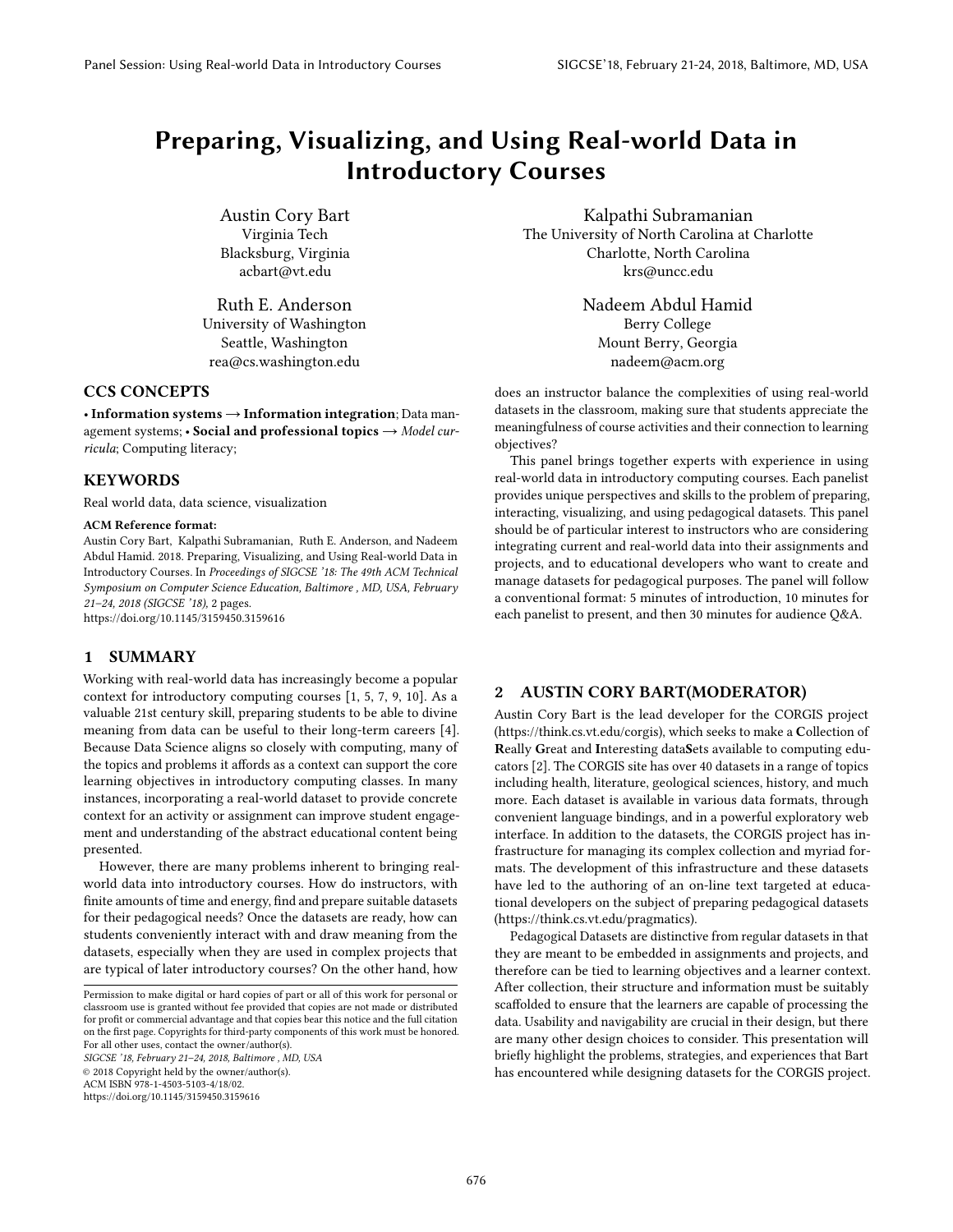# Preparing, Visualizing, and Using Real-world Data in Introductory Courses

Austin Cory Bart
Virginia Tech
Blacksburg, Virginia
acbart@vt.edu

Kalpathi Subramanian
The University of North Carolina at Charlotte
Charlotte, North Carolina
krs@uncc.edu

Ruth E. Anderson
University of Washington
Seattle, Washington
rea@cs.washington.edu

Nadeem Abdul Hamid
Berry College
Mount Berry, Georgia
nadeem@acm.org

## CCS CONCEPTS

• **Information systems → Information integration**; Data management systems; • **Social and professional topics →** *Model curricula*; Computing literacy;

## KEYWORDS

Real world data, data science, visualization

**ACM Reference format:**
Austin Cory Bart, Kalpathi Subramanian, Ruth E. Anderson, and Nadeem Abdul Hamid. 2018. Preparing, Visualizing, and Using Real-world Data in Introductory Courses. In *Proceedings of SIGCSE '18: The 49th ACM Technical Symposium on Computer Science Education, Baltimore , MD, USA, February 21–24, 2018 (SIGCSE '18)*, 2 pages.
https://doi.org/10.1145/3159450.3159616

## 1 SUMMARY

Working with real-world data has increasingly become a popular context for introductory computing courses [1, 5, 7, 9, 10]. As a valuable 21st century skill, preparing students to be able to divine meaning from data can be useful to their long-term careers [4]. Because Data Science aligns so closely with computing, many of the topics and problems it affords as a context can support the core learning objectives in introductory computing classes. In many instances, incorporating a real-world dataset to provide concrete context for an activity or assignment can improve student engagement and understanding of the abstract educational content being presented.

However, there are many problems inherent to bringing real-world data into introductory courses. How do instructors, with finite amounts of time and energy, find and prepare suitable datasets for their pedagogical needs? Once the datasets are ready, how can students conveniently interact with and draw meaning from the datasets, especially when they are used in complex projects that are typical of later introductory courses? On the other hand, how does an instructor balance the complexities of using real-world datasets in the classroom, making sure that students appreciate the meaningfulness of course activities and their connection to learning objectives?

This panel brings together experts with experience in using real-world data in introductory computing courses. Each panelist provides unique perspectives and skills to the problem of preparing, interacting, visualizing, and using pedagogical datasets. This panel should be of particular interest to instructors who are considering integrating current and real-world data into their assignments and projects, and to educational developers who want to create and manage datasets for pedagogical purposes. The panel will follow a conventional format: 5 minutes of introduction, 10 minutes for each panelist to present, and then 30 minutes for audience Q&A.

Permission to make digital or hard copies of part or all of this work for personal or classroom use is granted without fee provided that copies are not made or distributed for profit or commercial advantage and that copies bear this notice and the full citation on the first page. Copyrights for third-party components of this work must be honored. For all other uses, contact the owner/author(s).
*SIGCSE '18, February 21–24, 2018, Baltimore , MD, USA*
© 2018 Copyright held by the owner/author(s).
ACM ISBN 978-1-4503-5103-4/18/02.
https://doi.org/10.1145/3159450.3159616

## 2 AUSTIN CORY BART(MODERATOR)

Austin Cory Bart is the lead developer for the CORGIS project (https://think.cs.vt.edu/corgis), which seeks to make a **C**ollection of **R**eally **G**reat and **I**nteresting data**S**ets available to computing educators [2]. The CORGIS site has over 40 datasets in a range of topics including health, literature, geological sciences, history, and much more. Each dataset is available in various data formats, through convenient language bindings, and in a powerful exploratory web interface. In addition to the datasets, the CORGIS project has infrastructure for managing its complex collection and myriad formats. The development of this infrastructure and these datasets have led to the authoring of an on-line text targeted at educational developers on the subject of preparing pedagogical datasets (https://think.cs.vt.edu/pragmatics).

Pedagogical Datasets are distinctive from regular datasets in that they are meant to be embedded in assignments and projects, and therefore can be tied to learning objectives and a learner context. After collection, their structure and information must be suitably scaffolded to ensure that the learners are capable of processing the data. Usability and navigability are crucial in their design, but there are many other design choices to consider. This presentation will briefly highlight the problems, strategies, and experiences that Bart has encountered while designing datasets for the CORGIS project.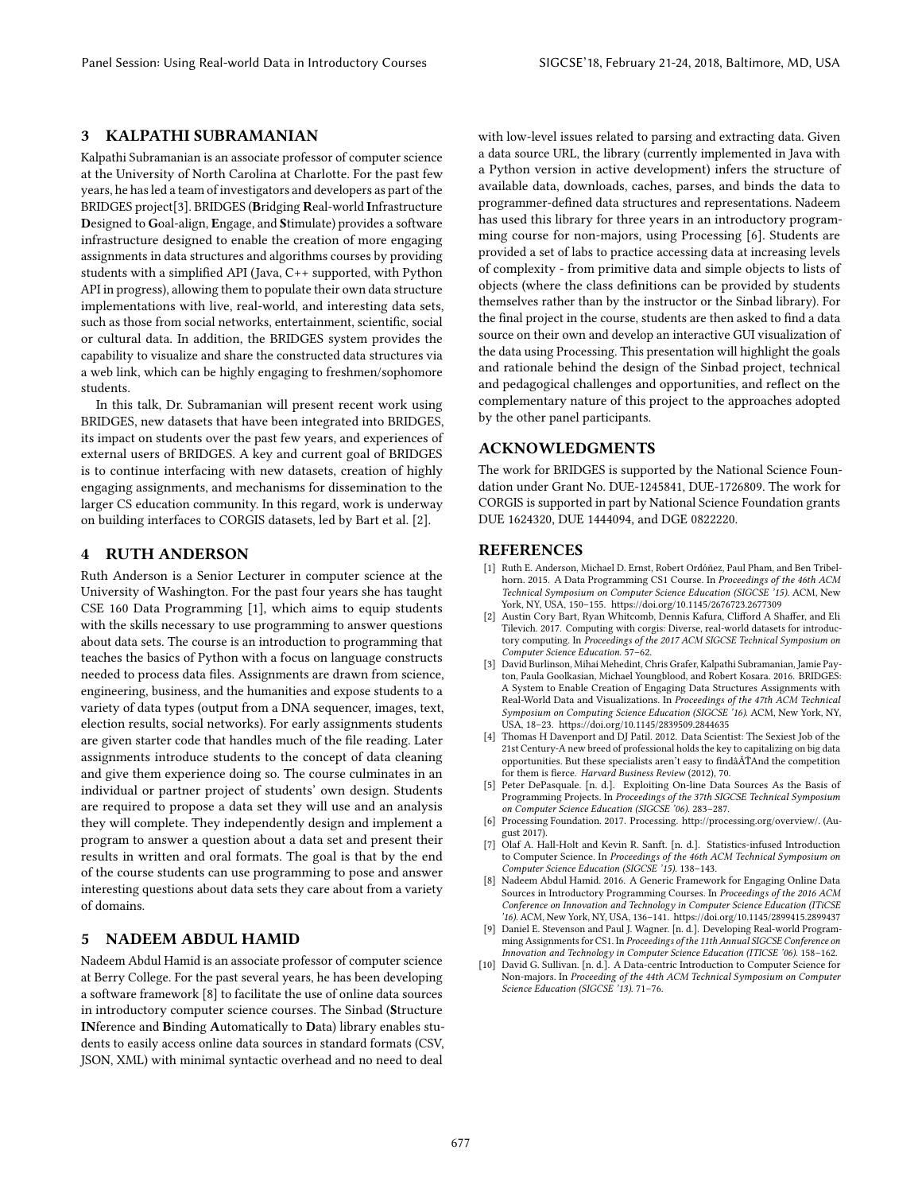## 3 KALPATHI SUBRAMANIAN

Kalpathi Subramanian is an associate professor of computer science at the University of North Carolina at Charlotte. For the past few years, he has led a team of investigators and developers as part of the BRIDGES project[3]. BRIDGES (**B**ridging **R**eal-world **I**nfrastructure **D**esigned to **G**oal-align, **E**ngage, and **S**timulate) provides a software infrastructure designed to enable the creation of more engaging assignments in data structures and algorithms courses by providing students with a simplified API (Java, C++ supported, with Python API in progress), allowing them to populate their own data structure implementations with live, real-world, and interesting data sets, such as those from social networks, entertainment, scientific, social or cultural data. In addition, the BRIDGES system provides the capability to visualize and share the constructed data structures via a web link, which can be highly engaging to freshmen/sophomore students.

In this talk, Dr. Subramanian will present recent work using BRIDGES, new datasets that have been integrated into BRIDGES, its impact on students over the past few years, and experiences of external users of BRIDGES. A key and current goal of BRIDGES is to continue interfacing with new datasets, creation of highly engaging assignments, and mechanisms for dissemination to the larger CS education community. In this regard, work is underway on building interfaces to CORGIS datasets, led by Bart et al. [2].

## 4 RUTH ANDERSON

Ruth Anderson is a Senior Lecturer in computer science at the University of Washington. For the past four years she has taught CSE 160 Data Programming [1], which aims to equip students with the skills necessary to use programming to answer questions about data sets. The course is an introduction to programming that teaches the basics of Python with a focus on language constructs needed to process data files. Assignments are drawn from science, engineering, business, and the humanities and expose students to a variety of data types (output from a DNA sequencer, images, text, election results, social networks). For early assignments students are given starter code that handles much of the file reading. Later assignments introduce students to the concept of data cleaning and give them experience doing so. The course culminates in an individual or partner project of students' own design. Students are required to propose a data set they will use and an analysis they will complete. They independently design and implement a program to answer a question about a data set and present their results in written and oral formats. The goal is that by the end of the course students can use programming to pose and answer interesting questions about data sets they care about from a variety of domains.

## 5 NADEEM ABDUL HAMID

Nadeem Abdul Hamid is an associate professor of computer science at Berry College. For the past several years, he has been developing a software framework [8] to facilitate the use of online data sources in introductory computer science courses. The Sinbad (**S**tructure **IN**ference and **B**inding **A**utomatically to **D**ata) library enables students to easily access online data sources in standard formats (CSV, JSON, XML) with minimal syntactic overhead and no need to deal with low-level issues related to parsing and extracting data. Given a data source URL, the library (currently implemented in Java with a Python version in active development) infers the structure of available data, downloads, caches, parses, and binds the data to programmer-defined data structures and representations. Nadeem has used this library for three years in an introductory programming course for non-majors, using Processing [6]. Students are provided a set of labs to practice accessing data at increasing levels of complexity - from primitive data and simple objects to lists of objects (where the class definitions can be provided by students themselves rather than by the instructor or the Sinbad library). For the final project in the course, students are then asked to find a data source on their own and develop an interactive GUI visualization of the data using Processing. This presentation will highlight the goals and rationale behind the design of the Sinbad project, technical and pedagogical challenges and opportunities, and reflect on the complementary nature of this project to the approaches adopted by the other panel participants.

## ACKNOWLEDGMENTS

The work for BRIDGES is supported by the National Science Foundation under Grant No. DUE-1245841, DUE-1726809. The work for CORGIS is supported in part by National Science Foundation grants DUE 1624320, DUE 1444094, and DGE 0822220.

## REFERENCES

[1] Ruth E. Anderson, Michael D. Ernst, Robert Ordóñez, Paul Pham, and Ben Tribelhorn. 2015. A Data Programming CS1 Course. In *Proceedings of the 46th ACM Technical Symposium on Computer Science Education (SIGCSE '15)*. ACM, New York, NY, USA, 150–155. https://doi.org/10.1145/2676723.2677309

[2] Austin Cory Bart, Ryan Whitcomb, Dennis Kafura, Clifford A Shaffer, and Eli Tilevich. 2017. Computing with corgis: Diverse, real-world datasets for introductory computing. In *Proceedings of the 2017 ACM SIGCSE Technical Symposium on Computer Science Education*. 57–62.

[3] David Burlinson, Mihai Mehedint, Chris Grafer, Kalpathi Subramanian, Jamie Payton, Paula Goolkasian, Michael Youngblood, and Robert Kosara. 2016. BRIDGES: A System to Enable Creation of Engaging Data Structures Assignments with Real-World Data and Visualizations. In *Proceedings of the 47th ACM Technical Symposium on Computing Science Education (SIGCSE '16)*. ACM, New York, NY, USA, 18–23. https://doi.org/10.1145/2839509.2844635

[4] Thomas H Davenport and DJ Patil. 2012. Data Scientist: The Sexiest Job of the 21st Century-A new breed of professional holds the key to capitalizing on big data opportunities. But these specialists aren't easy to findâĂŤAnd the competition for them is fierce. *Harvard Business Review* (2012), 70.

[5] Peter DePasquale. [n. d.]. Exploiting On-line Data Sources As the Basis of Programming Projects. In *Proceedings of the 37th SIGCSE Technical Symposium on Computer Science Education (SIGCSE '06)*. 283–287.

[6] Processing Foundation. 2017. Processing. http://processing.org/overview/. (August 2017).

[7] Olaf A. Hall-Holt and Kevin R. Sanft. [n. d.]. Statistics-infused Introduction to Computer Science. In *Proceedings of the 46th ACM Technical Symposium on Computer Science Education (SIGCSE '15)*. 138–143.

[8] Nadeem Abdul Hamid. 2016. A Generic Framework for Engaging Online Data Sources in Introductory Programming Courses. In *Proceedings of the 2016 ACM Conference on Innovation and Technology in Computer Science Education (ITiCSE '16)*. ACM, New York, NY, USA, 136–141. https://doi.org/10.1145/2899415.2899437

[9] Daniel E. Stevenson and Paul J. Wagner. [n. d.]. Developing Real-world Programming Assignments for CS1. In *Proceedings of the 11th Annual SIGCSE Conference on Innovation and Technology in Computer Science Education (ITICSE '06)*. 158–162.

[10] David G. Sullivan. [n. d.]. A Data-centric Introduction to Computer Science for Non-majors. In *Proceeding of the 44th ACM Technical Symposium on Computer Science Education (SIGCSE '13)*. 71–76.